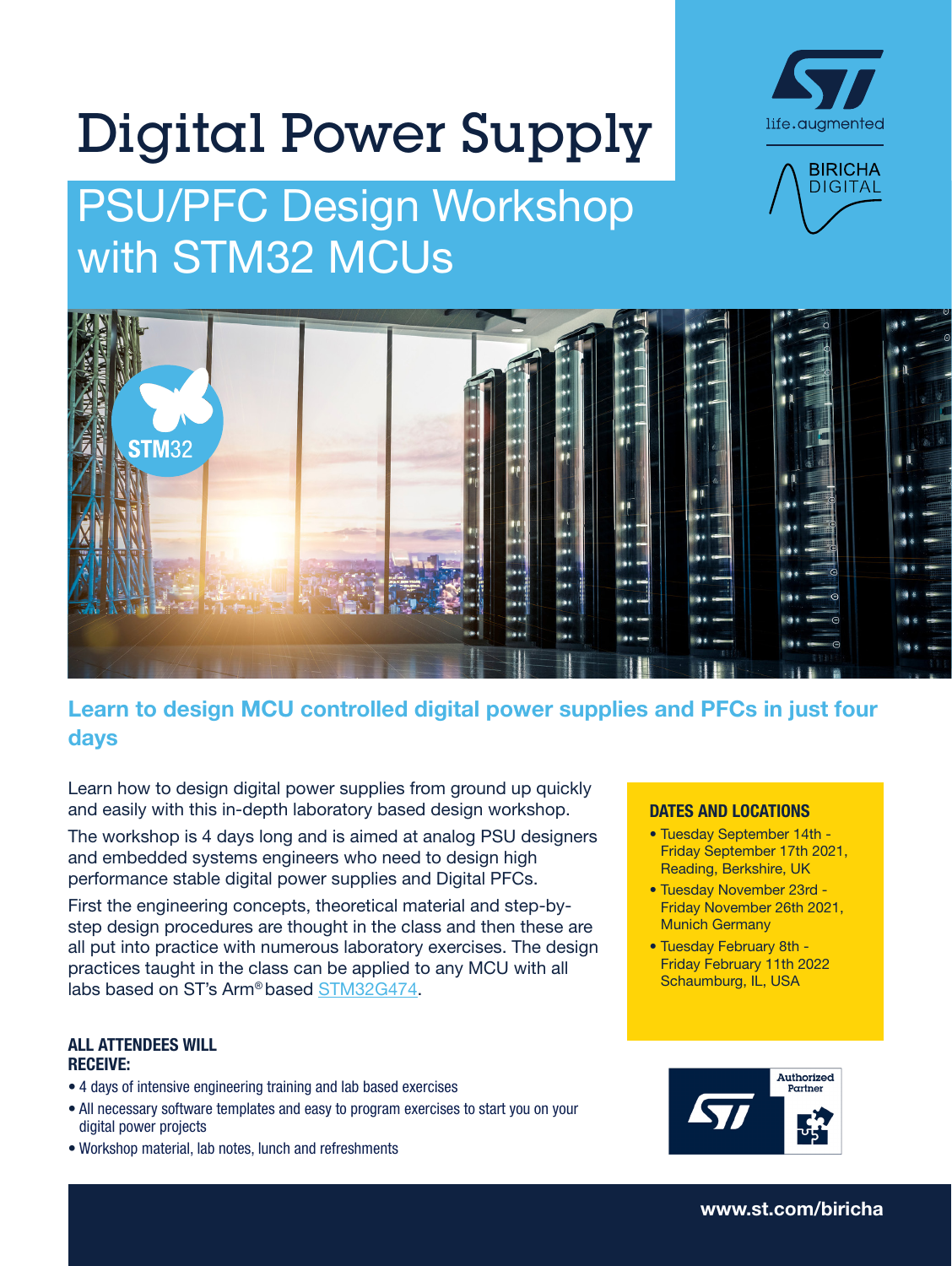# Digital Power Supply

## PSU/PFC Design Workshop with STM32 MCUs

### Learn to design MCU controlled digital power supplies and PFCs in just four days

Learn how to design digital power supplies from ground up quickly and easily with this in-depth laboratory based design workshop.

The workshop is 4 days long and is aimed at analog PSU designers and embedded systems engineers who need to design high performance stable digital power supplies and Digital PFCs.

First the engineering concepts, theoretical material and step-by-step design procedures are thought in the class and then these are all put into practice with numerous laboratory exercises. The design practices taught in the class can be applied to any MCU with all labs based on ST's Arm® based STM32G474.

**DATES AND LOCATIONS**

- Tuesday September 14th - Friday September 17th 2021, Reading, Berkshire, UK
- Tuesday November 23rd - Friday November 26th 2021, Munich Germany
- Tuesday February 8th - Friday February 11th 2022 Schaumburg, IL, USA

**ALL ATTENDEES WILL RECEIVE:**

- 4 days of intensive engineering training and lab based exercises
- All necessary software templates and easy to program exercises to start you on your digital power projects
- Workshop material, lab notes, lunch and refreshments

Authorized Partner

**www.st.com/biricha**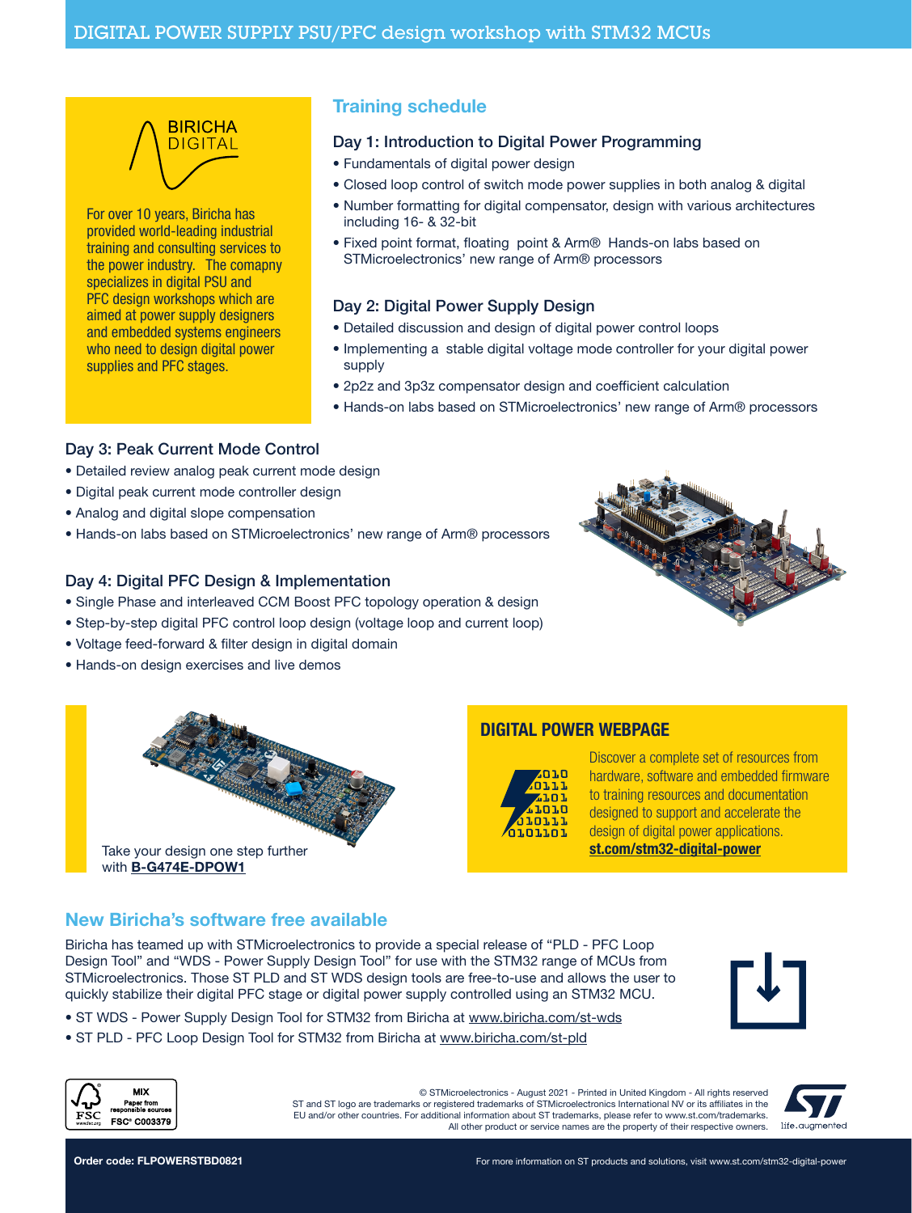# DIGITAL POWER SUPPLY PSU/PFC design workshop with STM32 MCUs

BIRICHA DIGITAL

For over 10 years, Biricha has provided world-leading industrial training and consulting services to the power industry. The comapny specializes in digital PSU and PFC design workshops which are aimed at power supply designers and embedded systems engineers who need to design digital power supplies and PFC stages.

## Training schedule

### Day 1: Introduction to Digital Power Programming

- Fundamentals of digital power design
- Closed loop control of switch mode power supplies in both analog & digital
- Number formatting for digital compensator, design with various architectures including 16- & 32-bit
- Fixed point format, floating point & Arm® Hands-on labs based on STMicroelectronics' new range of Arm® processors

### Day 2: Digital Power Supply Design

- Detailed discussion and design of digital power control loops
- Implementing a stable digital voltage mode controller for your digital power supply
- 2p2z and 3p3z compensator design and coefficient calculation
- Hands-on labs based on STMicroelectronics' new range of Arm® processors

### Day 3: Peak Current Mode Control

- Detailed review analog peak current mode design
- Digital peak current mode controller design
- Analog and digital slope compensation
- Hands-on labs based on STMicroelectronics' new range of Arm® processors

### Day 4: Digital PFC Design & Implementation

- Single Phase and interleaved CCM Boost PFC topology operation & design
- Step-by-step digital PFC control loop design (voltage loop and current loop)
- Voltage feed-forward & filter design in digital domain
- Hands-on design exercises and live demos

Take your design one step further with **B-G474E-DPOW1**

## DIGITAL POWER WEBPAGE

Discover a complete set of resources from hardware, software and embedded firmware to training resources and documentation designed to support and accelerate the design of digital power applications.
**st.com/stm32-digital-power**

## New Biricha's software free available

Biricha has teamed up with STMicroelectronics to provide a special release of "PLD - PFC Loop Design Tool" and "WDS - Power Supply Design Tool" for use with the STM32 range of MCUs from STMicroelectronics. Those ST PLD and ST WDS design tools are free-to-use and allows the user to quickly stabilize their digital PFC stage or digital power supply controlled using an STM32 MCU.

- ST WDS - Power Supply Design Tool for STM32 from Biricha at www.biricha.com/st-wds
- ST PLD - PFC Loop Design Tool for STM32 from Biricha at www.biricha.com/st-pld

© STMicroelectronics - August 2021 - Printed in United Kingdom - All rights reserved
ST and ST logo are trademarks or registered trademarks of STMicroelectronics International NV or its affiliates in the EU and/or other countries. For additional information about ST trademarks, please refer to www.st.com/trademarks. All other product or service names are the property of their respective owners.

Order code: FLPOWERSTBD0821

For more information on ST products and solutions, visit www.st.com/stm32-digital-power